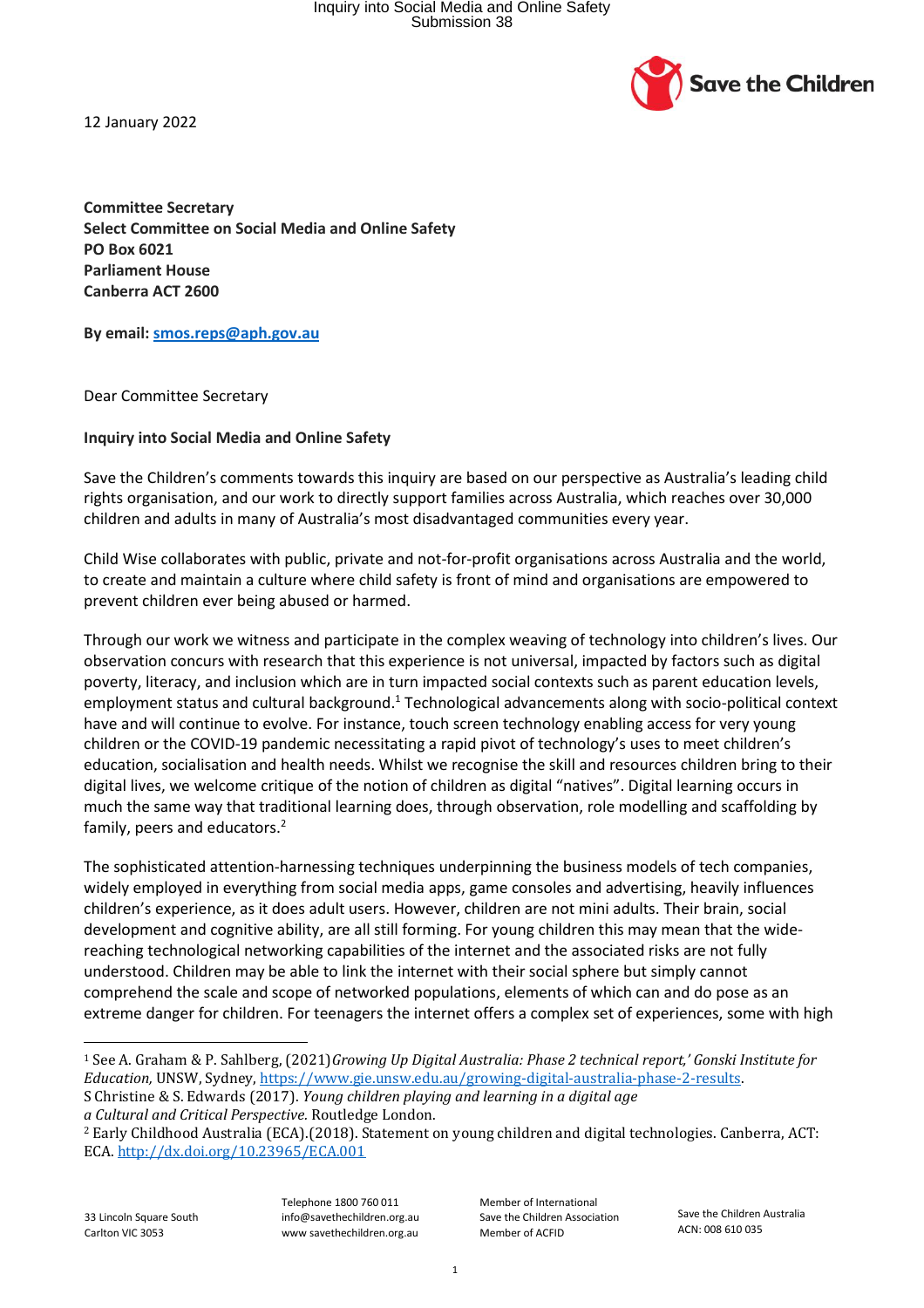12 January 2022

**Committee Secretary**
**Select Committee on Social Media and Online Safety**
**PO Box 6021**
**Parliament House**
**Canberra ACT 2600**

**By email: smos.reps@aph.gov.au**

Dear Committee Secretary

**Inquiry into Social Media and Online Safety**

Save the Children's comments towards this inquiry are based on our perspective as Australia's leading child rights organisation, and our work to directly support families across Australia, which reaches over 30,000 children and adults in many of Australia's most disadvantaged communities every year.

Child Wise collaborates with public, private and not-for-profit organisations across Australia and the world, to create and maintain a culture where child safety is front of mind and organisations are empowered to prevent children ever being abused or harmed.

Through our work we witness and participate in the complex weaving of technology into children's lives. Our observation concurs with research that this experience is not universal, impacted by factors such as digital poverty, literacy, and inclusion which are in turn impacted social contexts such as parent education levels, employment status and cultural background.[1] Technological advancements along with socio-political context have and will continue to evolve. For instance, touch screen technology enabling access for very young children or the COVID-19 pandemic necessitating a rapid pivot of technology's uses to meet children's education, socialisation and health needs. Whilst we recognise the skill and resources children bring to their digital lives, we welcome critique of the notion of children as digital "natives". Digital learning occurs in much the same way that traditional learning does, through observation, role modelling and scaffolding by family, peers and educators.[2]

The sophisticated attention-harnessing techniques underpinning the business models of tech companies, widely employed in everything from social media apps, game consoles and advertising, heavily influences children's experience, as it does adult users. However, children are not mini adults. Their brain, social development and cognitive ability, are all still forming. For young children this may mean that the wide-reaching technological networking capabilities of the internet and the associated risks are not fully understood. Children may be able to link the internet with their social sphere but simply cannot comprehend the scale and scope of networked populations, elements of which can and do pose as an extreme danger for children. For teenagers the internet offers a complex set of experiences, some with high

---

[1] See A. Graham & P. Sahlberg, (2021) *Growing Up Digital Australia: Phase 2 technical report,' Gonski Institute for Education,* UNSW, Sydney, https://www.gie.unsw.edu.au/growing-digital-australia-phase-2-results.
S Christine & S. Edwards (2017). *Young children playing and learning in a digital age a Cultural and Critical Perspective.* Routledge London.

[2] Early Childhood Australia (ECA).(2018). Statement on young children and digital technologies. Canberra, ACT: ECA. http://dx.doi.org/10.23965/ECA.001

33 Lincoln Square South
Carlton VIC 3053

Telephone 1800 760 011
info@savethechildren.org.au
www.savethechildren.org.au

Member of International Save the Children Association
Member of ACFID

Save the Children Australia
ACN: 008 610 035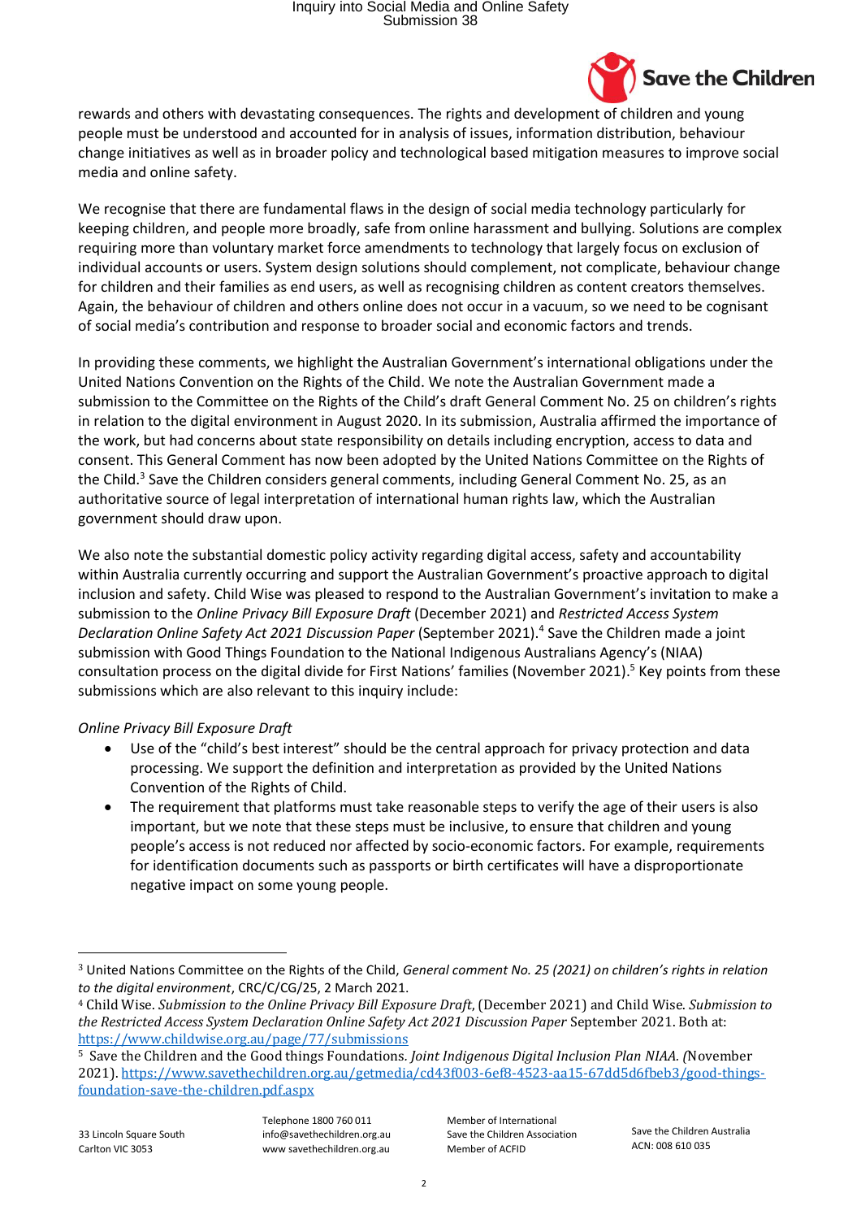rewards and others with devastating consequences. The rights and development of children and young people must be understood and accounted for in analysis of issues, information distribution, behaviour change initiatives as well as in broader policy and technological based mitigation measures to improve social media and online safety.

We recognise that there are fundamental flaws in the design of social media technology particularly for keeping children, and people more broadly, safe from online harassment and bullying. Solutions are complex requiring more than voluntary market force amendments to technology that largely focus on exclusion of individual accounts or users. System design solutions should complement, not complicate, behaviour change for children and their families as end users, as well as recognising children as content creators themselves. Again, the behaviour of children and others online does not occur in a vacuum, so we need to be cognisant of social media's contribution and response to broader social and economic factors and trends.

In providing these comments, we highlight the Australian Government's international obligations under the United Nations Convention on the Rights of the Child. We note the Australian Government made a submission to the Committee on the Rights of the Child's draft General Comment No. 25 on children's rights in relation to the digital environment in August 2020. In its submission, Australia affirmed the importance of the work, but had concerns about state responsibility on details including encryption, access to data and consent. This General Comment has now been adopted by the United Nations Committee on the Rights of the Child.[3] Save the Children considers general comments, including General Comment No. 25, as an authoritative source of legal interpretation of international human rights law, which the Australian government should draw upon.

We also note the substantial domestic policy activity regarding digital access, safety and accountability within Australia currently occurring and support the Australian Government's proactive approach to digital inclusion and safety. Child Wise was pleased to respond to the Australian Government's invitation to make a submission to the *Online Privacy Bill Exposure Draft* (December 2021) and *Restricted Access System Declaration Online Safety Act 2021 Discussion Paper* (September 2021).[4] Save the Children made a joint submission with Good Things Foundation to the National Indigenous Australians Agency's (NIAA) consultation process on the digital divide for First Nations' families (November 2021).[5] Key points from these submissions which are also relevant to this inquiry include:

*Online Privacy Bill Exposure Draft*

- Use of the "child's best interest" should be the central approach for privacy protection and data processing. We support the definition and interpretation as provided by the United Nations Convention of the Rights of Child.
- The requirement that platforms must take reasonable steps to verify the age of their users is also important, but we note that these steps must be inclusive, to ensure that children and young people's access is not reduced nor affected by socio-economic factors. For example, requirements for identification documents such as passports or birth certificates will have a disproportionate negative impact on some young people.

---

[3] United Nations Committee on the Rights of the Child, *General comment No. 25 (2021) on children's rights in relation to the digital environment*, CRC/C/CG/25, 2 March 2021.

[4] Child Wise. *Submission to the Online Privacy Bill Exposure Draft*, (December 2021) and Child Wise. *Submission to the Restricted Access System Declaration Online Safety Act 2021 Discussion Paper* September 2021. Both at: https://www.childwise.org.au/page/77/submissions

[5] Save the Children and the Good things Foundations. *Joint Indigenous Digital Inclusion Plan NIAA. (*November 2021). https://www.savethechildren.org.au/getmedia/cd43f003-6ef8-4523-aa15-67dd5d6fbeb3/good-things-foundation-save-the-children.pdf.aspx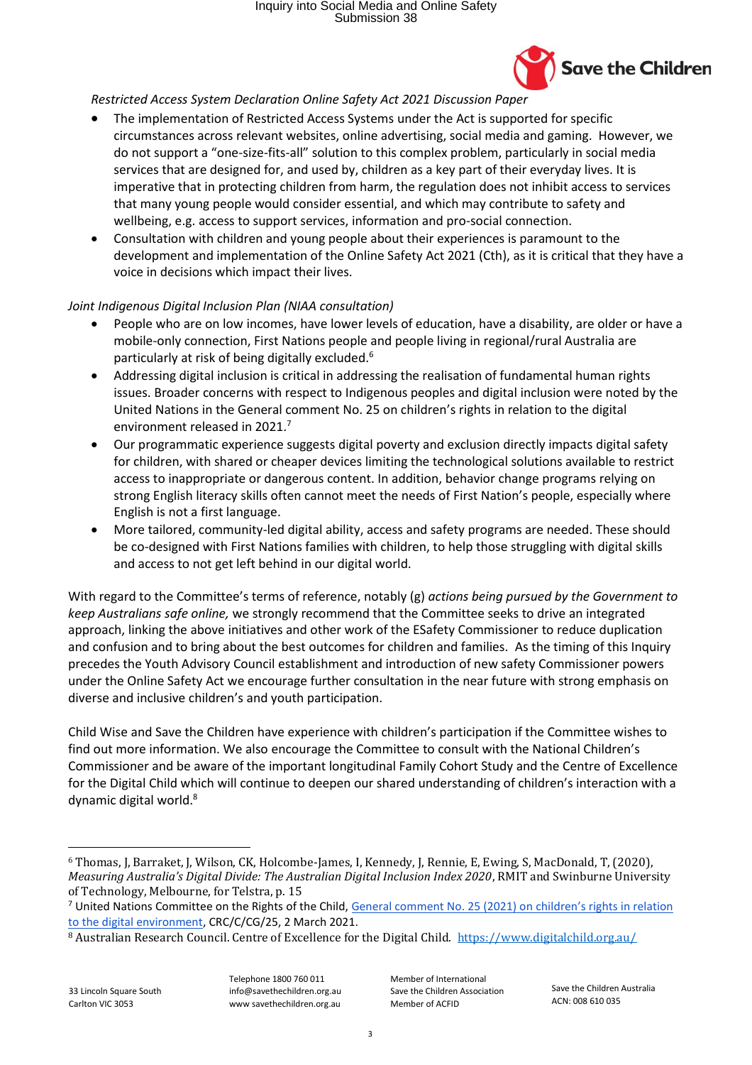*Restricted Access System Declaration Online Safety Act 2021 Discussion Paper*

- The implementation of Restricted Access Systems under the Act is supported for specific circumstances across relevant websites, online advertising, social media and gaming. However, we do not support a "one-size-fits-all" solution to this complex problem, particularly in social media services that are designed for, and used by, children as a key part of their everyday lives. It is imperative that in protecting children from harm, the regulation does not inhibit access to services that many young people would consider essential, and which may contribute to safety and wellbeing, e.g. access to support services, information and pro-social connection.
- Consultation with children and young people about their experiences is paramount to the development and implementation of the Online Safety Act 2021 (Cth), as it is critical that they have a voice in decisions which impact their lives.

*Joint Indigenous Digital Inclusion Plan (NIAA consultation)*

- People who are on low incomes, have lower levels of education, have a disability, are older or have a mobile-only connection, First Nations people and people living in regional/rural Australia are particularly at risk of being digitally excluded.[6]
- Addressing digital inclusion is critical in addressing the realisation of fundamental human rights issues. Broader concerns with respect to Indigenous peoples and digital inclusion were noted by the United Nations in the General comment No. 25 on children's rights in relation to the digital environment released in 2021.[7]
- Our programmatic experience suggests digital poverty and exclusion directly impacts digital safety for children, with shared or cheaper devices limiting the technological solutions available to restrict access to inappropriate or dangerous content. In addition, behavior change programs relying on strong English literacy skills often cannot meet the needs of First Nation's people, especially where English is not a first language.
- More tailored, community-led digital ability, access and safety programs are needed. These should be co-designed with First Nations families with children, to help those struggling with digital skills and access to not get left behind in our digital world.

With regard to the Committee's terms of reference, notably (g) *actions being pursued by the Government to keep Australians safe online,* we strongly recommend that the Committee seeks to drive an integrated approach, linking the above initiatives and other work of the ESafety Commissioner to reduce duplication and confusion and to bring about the best outcomes for children and families. As the timing of this Inquiry precedes the Youth Advisory Council establishment and introduction of new safety Commissioner powers under the Online Safety Act we encourage further consultation in the near future with strong emphasis on diverse and inclusive children's and youth participation.

Child Wise and Save the Children have experience with children's participation if the Committee wishes to find out more information. We also encourage the Committee to consult with the National Children's Commissioner and be aware of the important longitudinal Family Cohort Study and the Centre of Excellence for the Digital Child which will continue to deepen our shared understanding of children's interaction with a dynamic digital world.[8]

---

[6] Thomas, J, Barraket, J, Wilson, CK, Holcombe-James, I, Kennedy, J, Rennie, E, Ewing, S, MacDonald, T, (2020), *Measuring Australia's Digital Divide: The Australian Digital Inclusion Index 2020*, RMIT and Swinburne University of Technology, Melbourne, for Telstra, p. 15

[7] United Nations Committee on the Rights of the Child, General comment No. 25 (2021) on children's rights in relation to the digital environment, CRC/C/CG/25, 2 March 2021.

[8] Australian Research Council. Centre of Excellence for the Digital Child. https://www.digitalchild.org.au/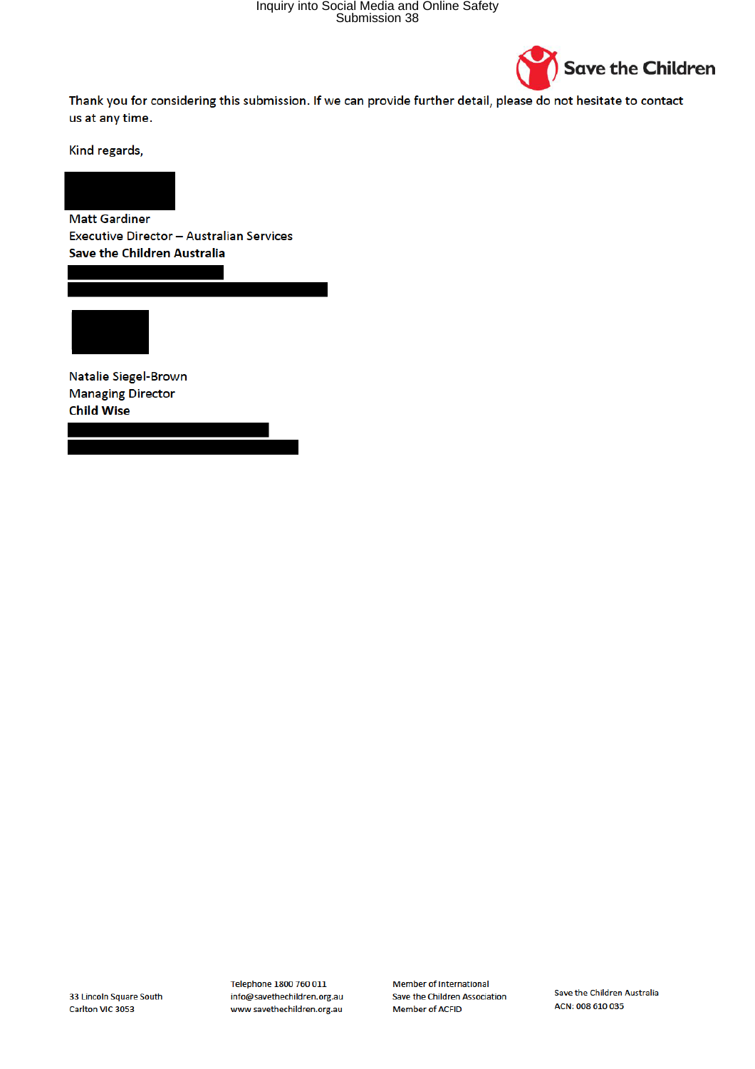Thank you for considering this submission. If we can provide further detail, please do not hesitate to contact us at any time.

Kind regards,

Matt Gardiner
Executive Director – Australian Services
**Save the Children Australia**

Natalie Siegel-Brown
Managing Director
**Child Wise**

33 Lincoln Square South
Carlton VIC 3053

Telephone 1800 760 011
info@savethechildren.org.au
www.savethechildren.org.au

Member of International
Save the Children Association
Member of ACFID

Save the Children Australia
ACN: 008 610 035